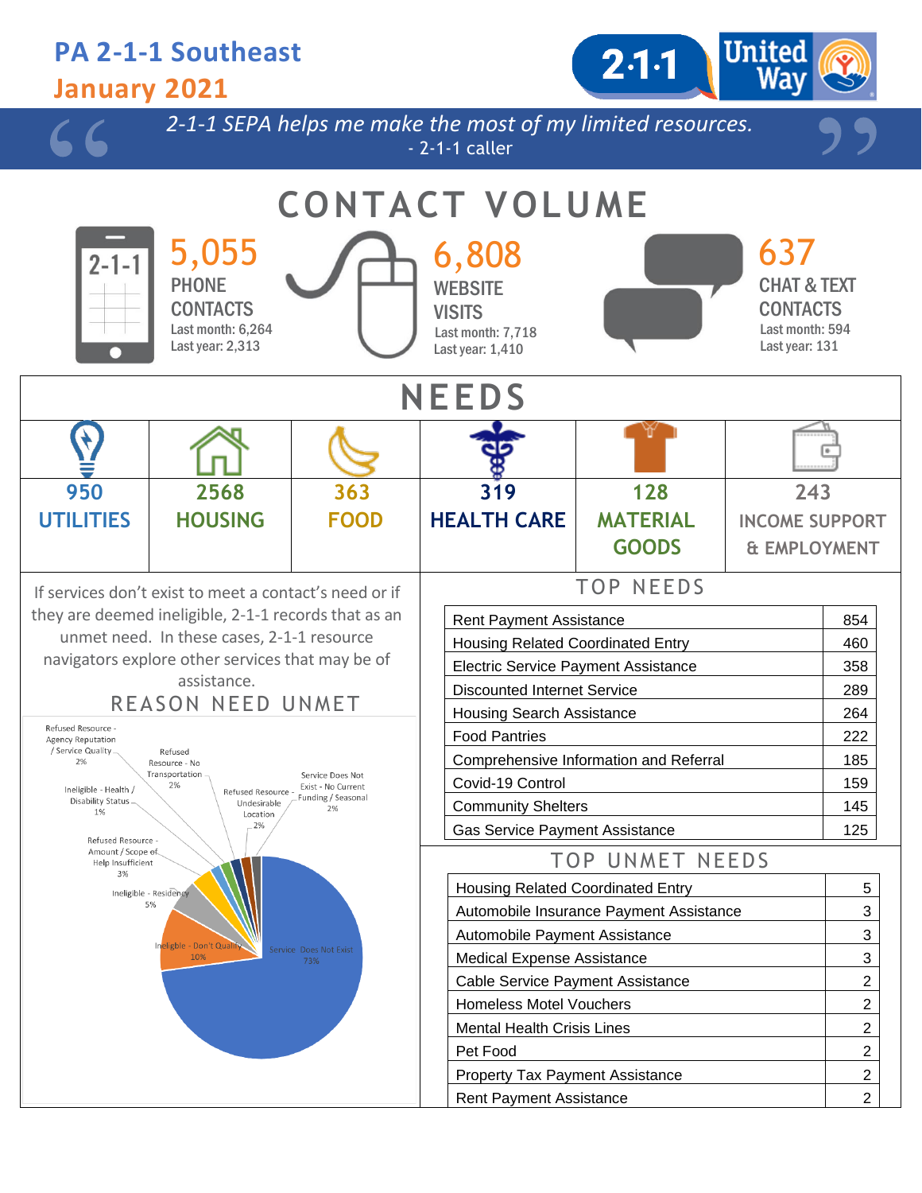# PA 2-1-1 Southeast

## January 2021

> *2-1-1 SEPA helps me make the most of my limited resources.*
> - 2-1-1 caller

## CONTACT VOLUME

**5,055**
PHONE CONTACTS
Last month: 6,264
Last year: 2,313

**6,808**
WEBSITE VISITS
Last month: 7,718
Last year: 1,410

**637**
CHAT & TEXT CONTACTS
Last month: 594
Last year: 131

## NEEDS

| 950 UTILITIES | 2568 HOUSING | 363 FOOD | 319 HEALTH CARE | 128 MATERIAL GOODS | 243 INCOME SUPPORT & EMPLOYMENT |
|---|---|---|---|---|---|

If services don't exist to meet a contact's need or if they are deemed ineligible, 2-1-1 records that as an unmet need. In these cases, 2-1-1 resource navigators explore other services that may be of assistance.

### REASON NEED UNMET

- Service Does Not Exist: 73%
- Ineligible - Don't Qualify: 10%
- Ineligible - Residency: 5%
- Refused Resource - Amount / Scope of Help Insufficient: 3%
- Refused Resource - Agency Reputation / Service Quality: 2%
- Refused Resource - No Transportation: 2%
- Refused Resource - Undesirable Location: 2%
- Service Does Not Exist - No Current Funding / Seasonal: 2%
- Ineligible - Health / Disability Status: 1%

### TOP NEEDS

| Need | Count |
|---|---|
| Rent Payment Assistance | 854 |
| Housing Related Coordinated Entry | 460 |
| Electric Service Payment Assistance | 358 |
| Discounted Internet Service | 289 |
| Housing Search Assistance | 264 |
| Food Pantries | 222 |
| Comprehensive Information and Referral | 185 |
| Covid-19 Control | 159 |
| Community Shelters | 145 |
| Gas Service Payment Assistance | 125 |

### TOP UNMET NEEDS

| Need | Count |
|---|---|
| Housing Related Coordinated Entry | 5 |
| Automobile Insurance Payment Assistance | 3 |
| Automobile Payment Assistance | 3 |
| Medical Expense Assistance | 3 |
| Cable Service Payment Assistance | 2 |
| Homeless Motel Vouchers | 2 |
| Mental Health Crisis Lines | 2 |
| Pet Food | 2 |
| Property Tax Payment Assistance | 2 |
| Rent Payment Assistance | 2 |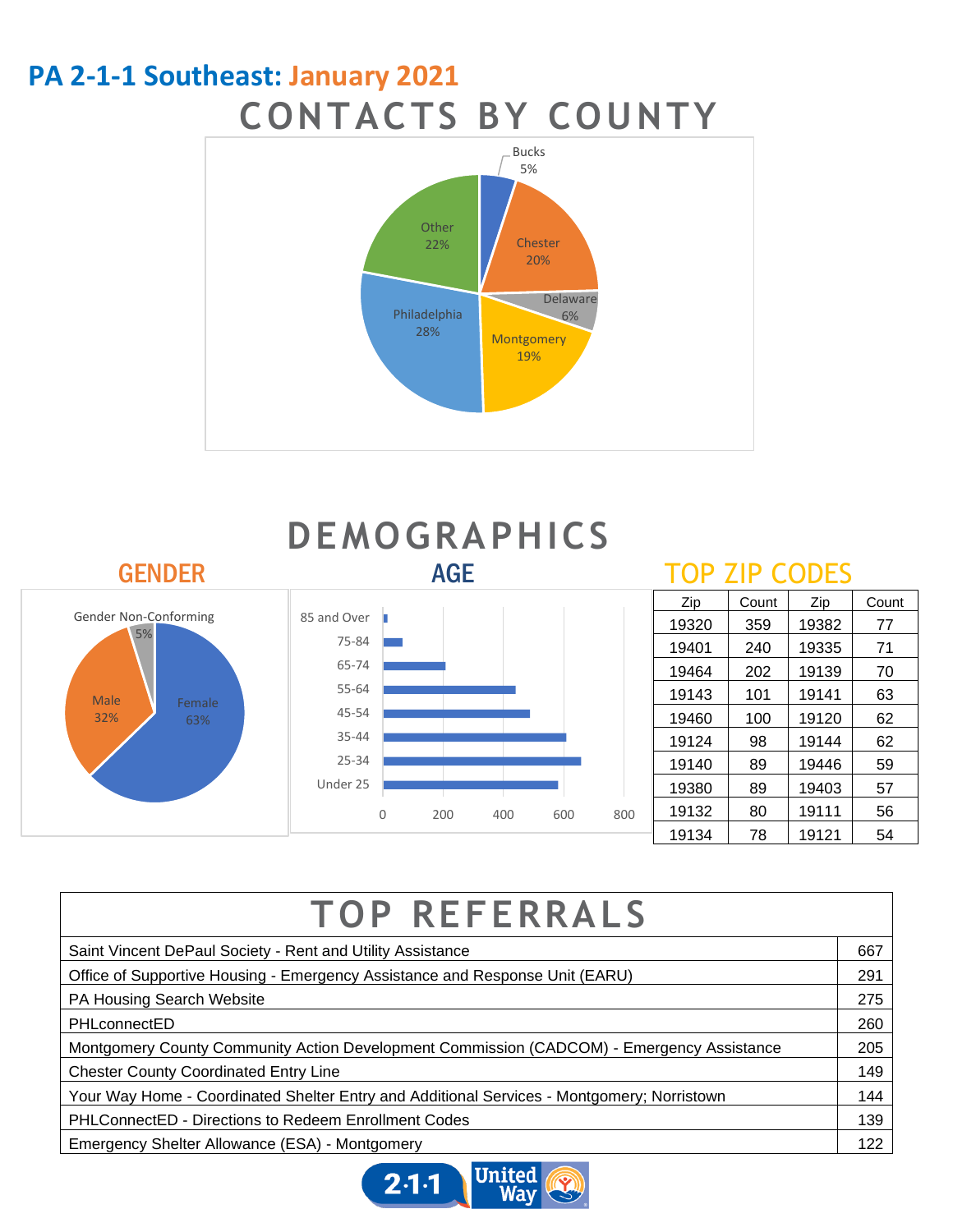# PA 2-1-1 Southeast: January 2021

## CONTACTS BY COUNTY

Bucks 5%
Chester 20%
Delaware 6%
Montgomery 19%
Philadelphia 28%
Other 22%

## DEMOGRAPHICS

### GENDER

Gender Non-Conforming 5%
Male 32%
Female 63%

### AGE

85 and Over
75-84
65-74
55-64
45-54
35-44
25-34
Under 25

0 200 400 600 800

### TOP ZIP CODES

| Zip | Count | Zip | Count |
|---|---|---|---|
| 19320 | 359 | 19382 | 77 |
| 19401 | 240 | 19335 | 71 |
| 19464 | 202 | 19139 | 70 |
| 19143 | 101 | 19141 | 63 |
| 19460 | 100 | 19120 | 62 |
| 19124 | 98 | 19144 | 62 |
| 19140 | 89 | 19446 | 59 |
| 19380 | 89 | 19403 | 57 |
| 19132 | 80 | 19111 | 56 |
| 19134 | 78 | 19121 | 54 |

## TOP REFERRALS

| | |
|---|---|
| Saint Vincent DePaul Society - Rent and Utility Assistance | 667 |
| Office of Supportive Housing - Emergency Assistance and Response Unit (EARU) | 291 |
| PA Housing Search Website | 275 |
| PHLconnectED | 260 |
| Montgomery County Community Action Development Commission (CADCOM) - Emergency Assistance | 205 |
| Chester County Coordinated Entry Line | 149 |
| Your Way Home - Coordinated Shelter Entry and Additional Services - Montgomery; Norristown | 144 |
| PHLConnectED - Directions to Redeem Enrollment Codes | 139 |
| Emergency Shelter Allowance (ESA) - Montgomery | 122 |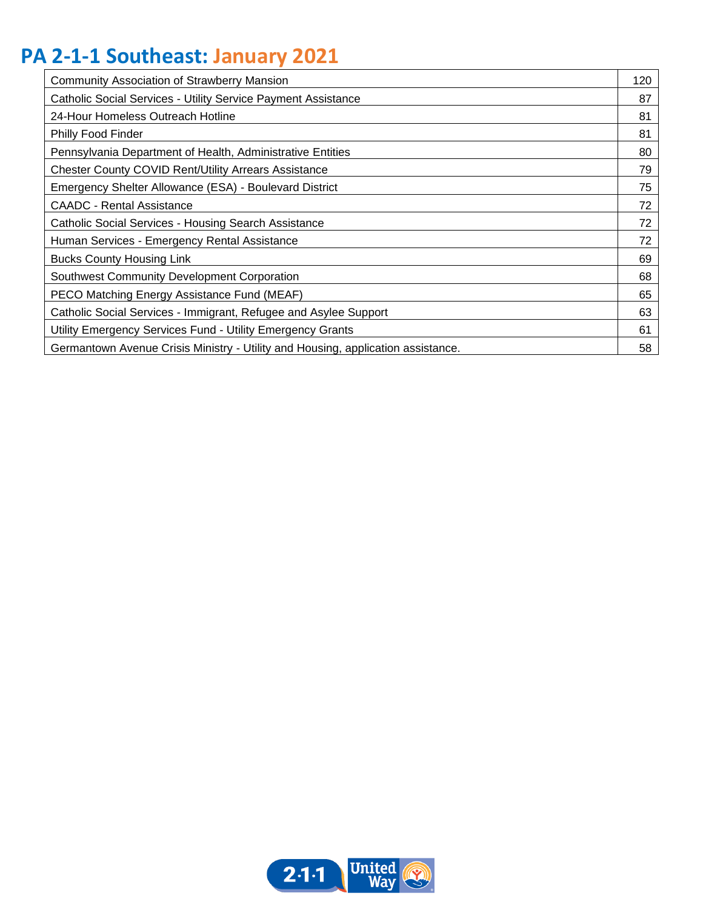# PA 2-1-1 Southeast: January 2021

| | |
|---|---|
| Community Association of Strawberry Mansion | 120 |
| Catholic Social Services - Utility Service Payment Assistance | 87 |
| 24-Hour Homeless Outreach Hotline | 81 |
| Philly Food Finder | 81 |
| Pennsylvania Department of Health, Administrative Entities | 80 |
| Chester County COVID Rent/Utility Arrears Assistance | 79 |
| Emergency Shelter Allowance (ESA) - Boulevard District | 75 |
| CAADC - Rental Assistance | 72 |
| Catholic Social Services - Housing Search Assistance | 72 |
| Human Services - Emergency Rental Assistance | 72 |
| Bucks County Housing Link | 69 |
| Southwest Community Development Corporation | 68 |
| PECO Matching Energy Assistance Fund (MEAF) | 65 |
| Catholic Social Services - Immigrant, Refugee and Asylee Support | 63 |
| Utility Emergency Services Fund - Utility Emergency Grants | 61 |
| Germantown Avenue Crisis Ministry - Utility and Housing, application assistance. | 58 |